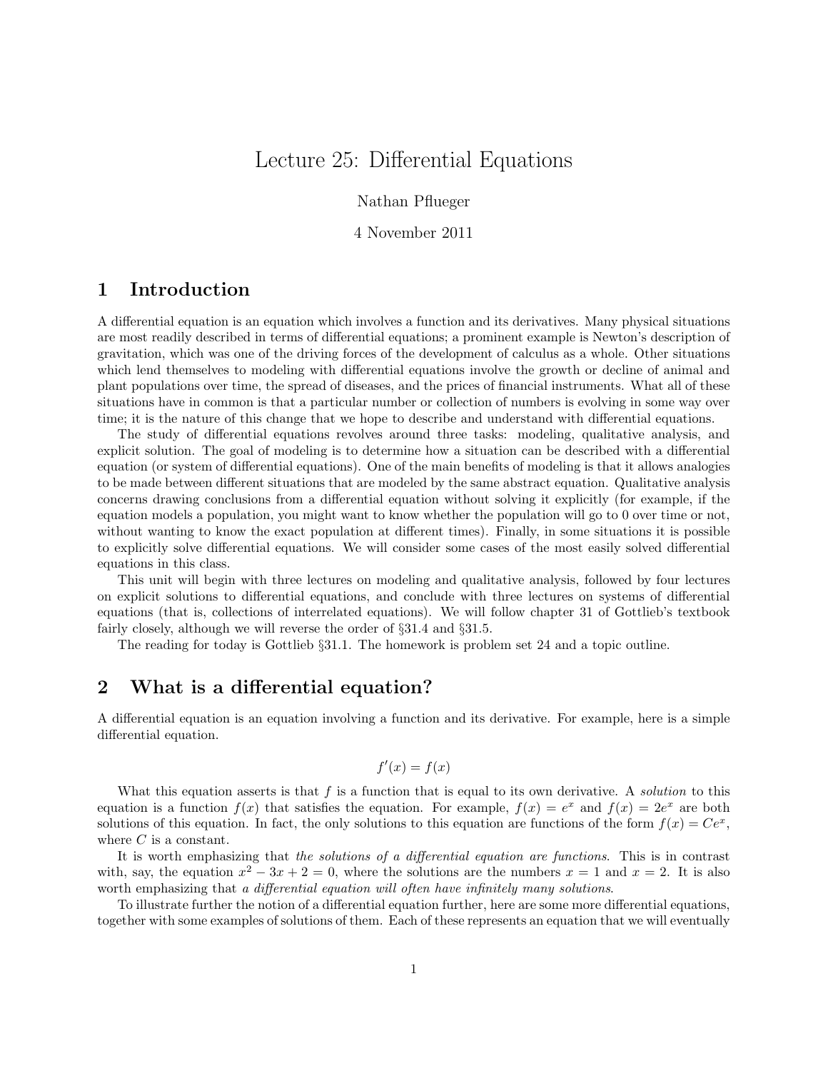# Lecture 25: Differential Equations

Nathan Pflueger

4 November 2011

## 1 Introduction

A differential equation is an equation which involves a function and its derivatives. Many physical situations are most readily described in terms of differential equations; a prominent example is Newton's description of gravitation, which was one of the driving forces of the development of calculus as a whole. Other situations which lend themselves to modeling with differential equations involve the growth or decline of animal and plant populations over time, the spread of diseases, and the prices of financial instruments. What all of these situations have in common is that a particular number or collection of numbers is evolving in some way over time; it is the nature of this change that we hope to describe and understand with differential equations.

The study of differential equations revolves around three tasks: modeling, qualitative analysis, and explicit solution. The goal of modeling is to determine how a situation can be described with a differential equation (or system of differential equations). One of the main benefits of modeling is that it allows analogies to be made between different situations that are modeled by the same abstract equation. Qualitative analysis concerns drawing conclusions from a differential equation without solving it explicitly (for example, if the equation models a population, you might want to know whether the population will go to 0 over time or not, without wanting to know the exact population at different times). Finally, in some situations it is possible to explicitly solve differential equations. We will consider some cases of the most easily solved differential equations in this class.

This unit will begin with three lectures on modeling and qualitative analysis, followed by four lectures on explicit solutions to differential equations, and conclude with three lectures on systems of differential equations (that is, collections of interrelated equations). We will follow chapter 31 of Gottlieb's textbook fairly closely, although we will reverse the order of §31.4 and §31.5.

The reading for today is Gottlieb §31.1. The homework is problem set 24 and a topic outline.

## 2 What is a differential equation?

A differential equation is an equation involving a function and its derivative. For example, here is a simple differential equation.

$$f'(x) = f(x)$$

What this equation asserts is that $f$ is a function that is equal to its own derivative. A *solution* to this equation is a function $f(x)$ that satisfies the equation. For example, $f(x) = e^x$ and $f(x) = 2e^x$ are both solutions of this equation. In fact, the only solutions to this equation are functions of the form $f(x) = Ce^x$, where $C$ is a constant.

It is worth emphasizing that *the solutions of a differential equation are functions*. This is in contrast with, say, the equation $x^2 - 3x + 2 = 0$, where the solutions are the numbers $x = 1$ and $x = 2$. It is also worth emphasizing that *a differential equation will often have infinitely many solutions*.

To illustrate further the notion of a differential equation further, here are some more differential equations, together with some examples of solutions of them. Each of these represents an equation that we will eventually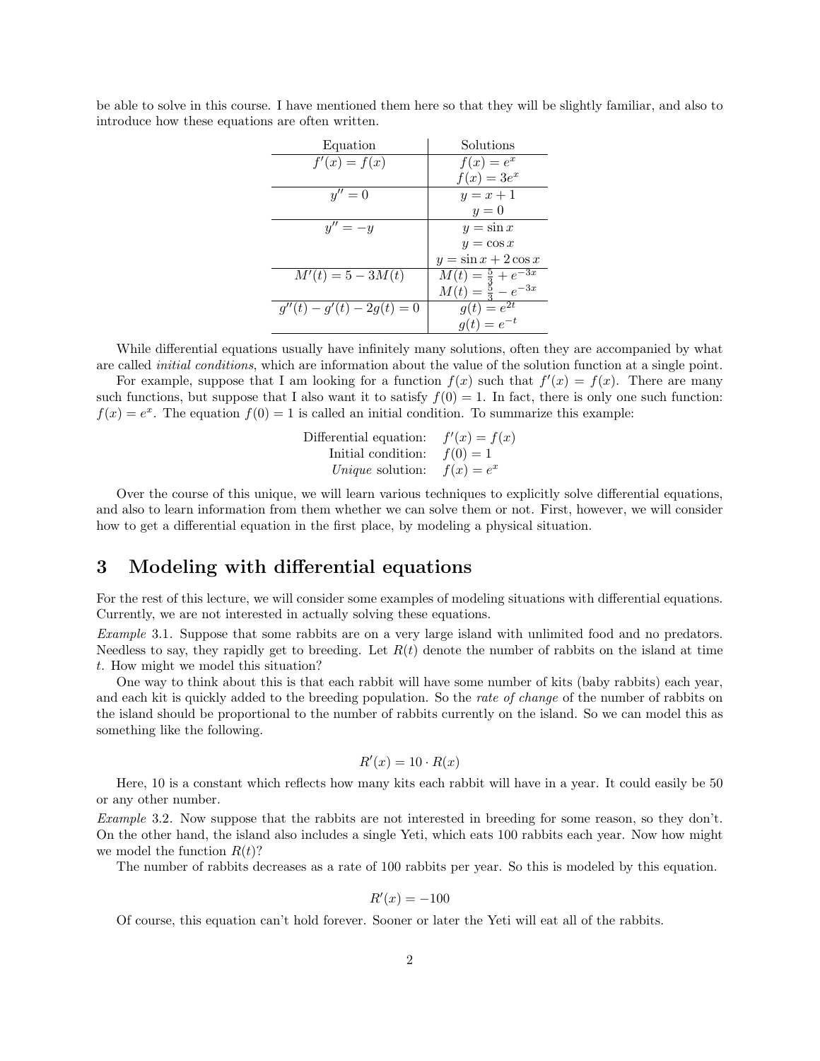be able to solve in this course. I have mentioned them here so that they will be slightly familiar, and also to introduce how these equations are often written.

| Equation | Solutions |
|---|---|
| $f'(x) = f(x)$ | $f(x) = e^x$ |
| | $f(x) = 3e^x$ |
| $y'' = 0$ | $y = x + 1$ |
| | $y = 0$ |
| $y'' = -y$ | $y = \sin x$ |
| | $y = \cos x$ |
| | $y = \sin x + 2\cos x$ |
| $M'(t) = 5 - 3M(t)$ | $M(t) = \frac{5}{3} + e^{-3x}$ |
| | $M(t) = \frac{5}{3} - e^{-3x}$ |
| $g''(t) - g'(t) - 2g(t) = 0$ | $g(t) = e^{2t}$ |
| | $g(t) = e^{-t}$ |

While differential equations usually have infinitely many solutions, often they are accompanied by what are called *initial conditions*, which are information about the value of the solution function at a single point.

For example, suppose that I am looking for a function $f(x)$ such that $f'(x) = f(x)$. There are many such functions, but suppose that I also want it to satisfy $f(0) = 1$. In fact, there is only one such function: $f(x) = e^x$. The equation $f(0) = 1$ is called an initial condition. To summarize this example:

$$\begin{aligned} \text{Differential equation:} \quad & f'(x) = f(x) \\ \text{Initial condition:} \quad & f(0) = 1 \\ \textit{Unique} \text{ solution:} \quad & f(x) = e^x \end{aligned}$$

Over the course of this unique, we will learn various techniques to explicitly solve differential equations, and also to learn information from them whether we can solve them or not. First, however, we will consider how to get a differential equation in the first place, by modeling a physical situation.

## 3 Modeling with differential equations

For the rest of this lecture, we will consider some examples of modeling situations with differential equations. Currently, we are not interested in actually solving these equations.

*Example* 3.1. Suppose that some rabbits are on a very large island with unlimited food and no predators. Needless to say, they rapidly get to breeding. Let $R(t)$ denote the number of rabbits on the island at time $t$. How might we model this situation?

One way to think about this is that each rabbit will have some number of kits (baby rabbits) each year, and each kit is quickly added to the breeding population. So the *rate of change* of the number of rabbits on the island should be proportional to the number of rabbits currently on the island. So we can model this as something like the following.

$$R'(x) = 10 \cdot R(x)$$

Here, 10 is a constant which reflects how many kits each rabbit will have in a year. It could easily be 50 or any other number.

*Example* 3.2. Now suppose that the rabbits are not interested in breeding for some reason, so they don't. On the other hand, the island also includes a single Yeti, which eats 100 rabbits each year. Now how might we model the function $R(t)$?

The number of rabbits decreases as a rate of 100 rabbits per year. So this is modeled by this equation.

$$R'(x) = -100$$

Of course, this equation can't hold forever. Sooner or later the Yeti will eat all of the rabbits.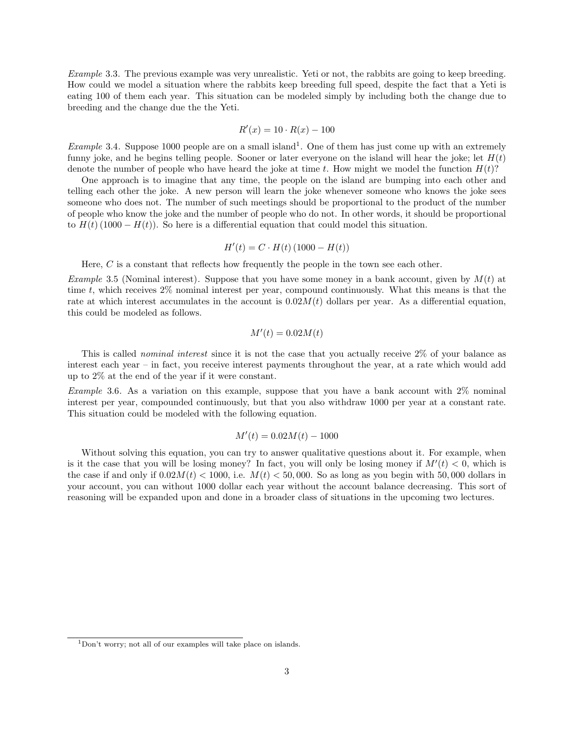*Example* 3.3. The previous example was very unrealistic. Yeti or not, the rabbits are going to keep breeding. How could we model a situation where the rabbits keep breeding full speed, despite the fact that a Yeti is eating 100 of them each year. This situation can be modeled simply by including both the change due to breeding and the change due the the Yeti.

$$R'(x) = 10 \cdot R(x) - 100$$

*Example* 3.4. Suppose 1000 people are on a small island[1]. One of them has just come up with an extremely funny joke, and he begins telling people. Sooner or later everyone on the island will hear the joke; let $H(t)$ denote the number of people who have heard the joke at time $t$. How might we model the function $H(t)$?

One approach is to imagine that any time, the people on the island are bumping into each other and telling each other the joke. A new person will learn the joke whenever someone who knows the joke sees someone who does not. The number of such meetings should be proportional to the product of the number of people who know the joke and the number of people who do not. In other words, it should be proportional to $H(t)\,(1000 - H(t))$. So here is a differential equation that could model this situation.

$$H'(t) = C \cdot H(t)\,(1000 - H(t))$$

Here, $C$ is a constant that reflects how frequently the people in the town see each other.

*Example* 3.5 (Nominal interest). Suppose that you have some money in a bank account, given by $M(t)$ at time $t$, which receives 2% nominal interest per year, compound continuously. What this means is that the rate at which interest accumulates in the account is $0.02M(t)$ dollars per year. As a differential equation, this could be modeled as follows.

$$M'(t) = 0.02M(t)$$

This is called *nominal interest* since it is not the case that you actually receive 2% of your balance as interest each year – in fact, you receive interest payments throughout the year, at a rate which would add up to 2% at the end of the year if it were constant.

*Example* 3.6. As a variation on this example, suppose that you have a bank account with 2% nominal interest per year, compounded continuously, but that you also withdraw 1000 per year at a constant rate. This situation could be modeled with the following equation.

$$M'(t) = 0.02M(t) - 1000$$

Without solving this equation, you can try to answer qualitative questions about it. For example, when is it the case that you will be losing money? In fact, you will only be losing money if $M'(t) < 0$, which is the case if and only if $0.02M(t) < 1000$, i.e. $M(t) < 50,000$. So as long as you begin with 50,000 dollars in your account, you can without 1000 dollar each year without the account balance decreasing. This sort of reasoning will be expanded upon and done in a broader class of situations in the upcoming two lectures.

[1] Don't worry; not all of our examples will take place on islands.